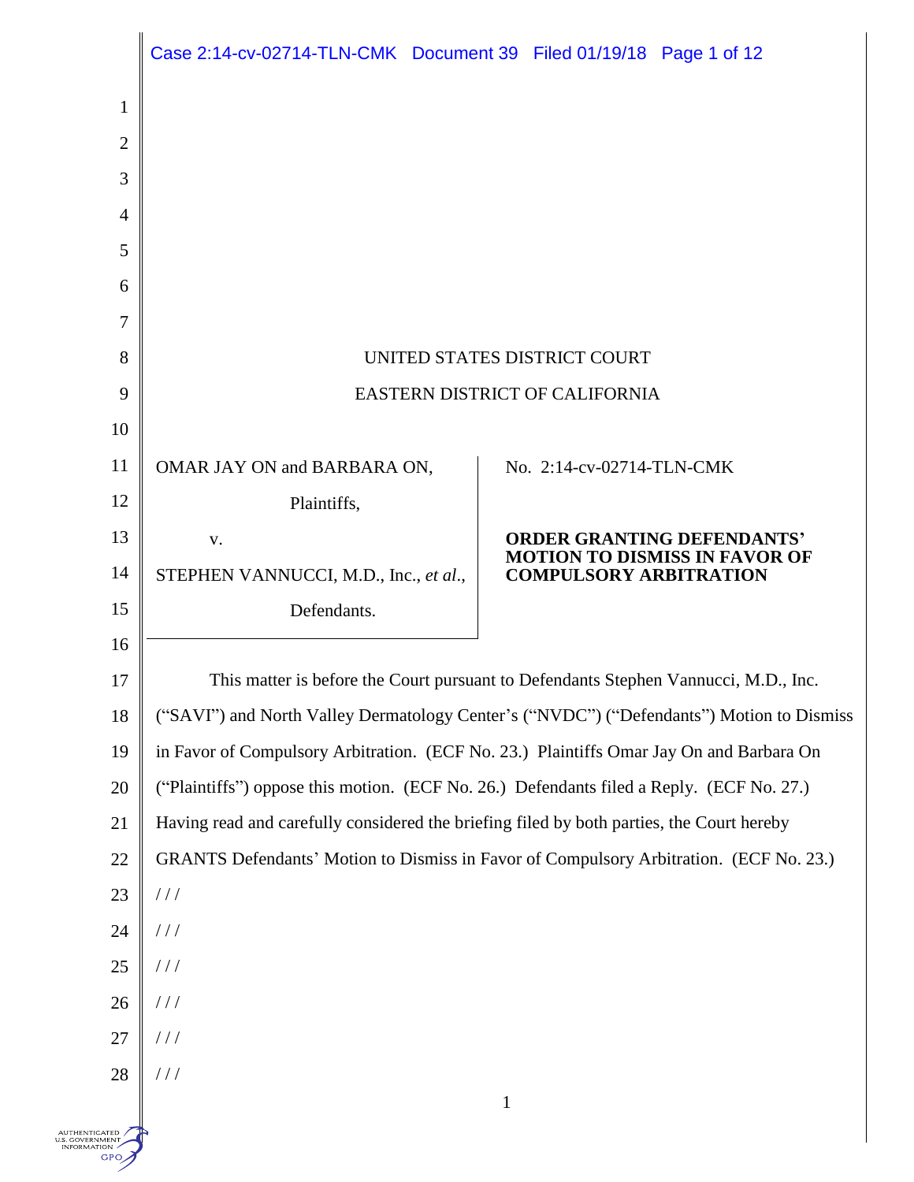UNITED STATES DISTRICT COURT

EASTERN DISTRICT OF CALIFORNIA

OMAR JAY ON and BARBARA ON,

Plaintiffs,

v.

STEPHEN VANNUCCI, M.D., Inc., *et al*.,

Defendants.

No. 2:14-cv-02714-TLN-CMK

**ORDER GRANTING DEFENDANTS' MOTION TO DISMISS IN FAVOR OF COMPULSORY ARBITRATION**

This matter is before the Court pursuant to Defendants Stephen Vannucci, M.D., Inc. ("SAVI") and North Valley Dermatology Center's ("NVDC") ("Defendants") Motion to Dismiss in Favor of Compulsory Arbitration. (ECF No. 23.) Plaintiffs Omar Jay On and Barbara On ("Plaintiffs") oppose this motion. (ECF No. 26.) Defendants filed a Reply. (ECF No. 27.) Having read and carefully considered the briefing filed by both parties, the Court hereby GRANTS Defendants' Motion to Dismiss in Favor of Compulsory Arbitration. (ECF No. 23.)

/ / /

/ / /

/ / /

/ / /

/ / /

/ / /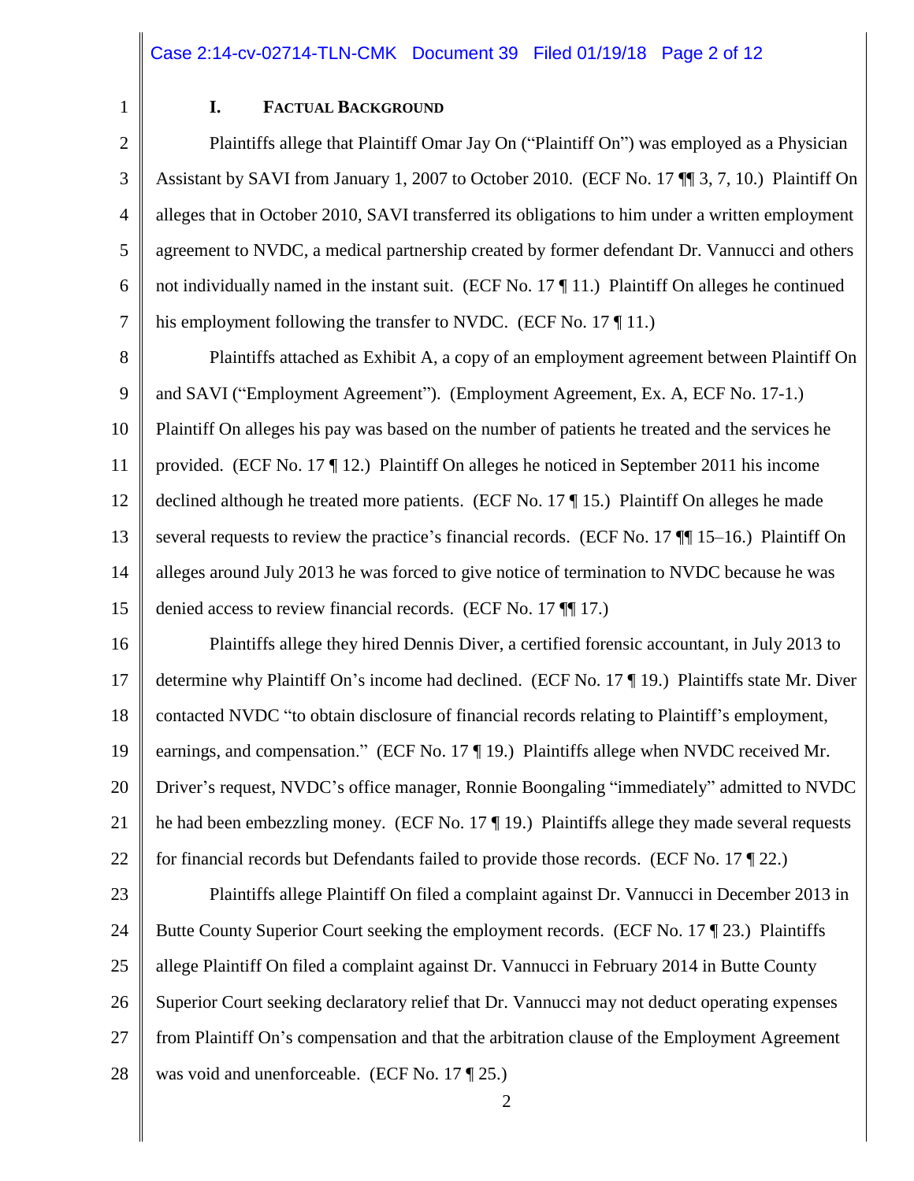## I. FACTUAL BACKGROUND

Plaintiffs allege that Plaintiff Omar Jay On ("Plaintiff On") was employed as a Physician Assistant by SAVI from January 1, 2007 to October 2010. (ECF No. 17 ¶¶ 3, 7, 10.) Plaintiff On alleges that in October 2010, SAVI transferred its obligations to him under a written employment agreement to NVDC, a medical partnership created by former defendant Dr. Vannucci and others not individually named in the instant suit. (ECF No. 17 ¶ 11.) Plaintiff On alleges he continued his employment following the transfer to NVDC. (ECF No. 17 ¶ 11.)

Plaintiffs attached as Exhibit A, a copy of an employment agreement between Plaintiff On and SAVI ("Employment Agreement"). (Employment Agreement, Ex. A, ECF No. 17-1.) Plaintiff On alleges his pay was based on the number of patients he treated and the services he provided. (ECF No. 17 ¶ 12.) Plaintiff On alleges he noticed in September 2011 his income declined although he treated more patients. (ECF No. 17 ¶ 15.) Plaintiff On alleges he made several requests to review the practice's financial records. (ECF No. 17 ¶¶ 15–16.) Plaintiff On alleges around July 2013 he was forced to give notice of termination to NVDC because he was denied access to review financial records. (ECF No. 17 ¶¶ 17.)

Plaintiffs allege they hired Dennis Diver, a certified forensic accountant, in July 2013 to determine why Plaintiff On's income had declined. (ECF No. 17 ¶ 19.) Plaintiffs state Mr. Diver contacted NVDC "to obtain disclosure of financial records relating to Plaintiff's employment, earnings, and compensation." (ECF No. 17 ¶ 19.) Plaintiffs allege when NVDC received Mr. Driver's request, NVDC's office manager, Ronnie Boongaling "immediately" admitted to NVDC he had been embezzling money. (ECF No. 17 ¶ 19.) Plaintiffs allege they made several requests for financial records but Defendants failed to provide those records. (ECF No. 17 ¶ 22.)

Plaintiffs allege Plaintiff On filed a complaint against Dr. Vannucci in December 2013 in Butte County Superior Court seeking the employment records. (ECF No. 17 ¶ 23.) Plaintiffs allege Plaintiff On filed a complaint against Dr. Vannucci in February 2014 in Butte County Superior Court seeking declaratory relief that Dr. Vannucci may not deduct operating expenses from Plaintiff On's compensation and that the arbitration clause of the Employment Agreement was void and unenforceable. (ECF No. 17 ¶ 25.)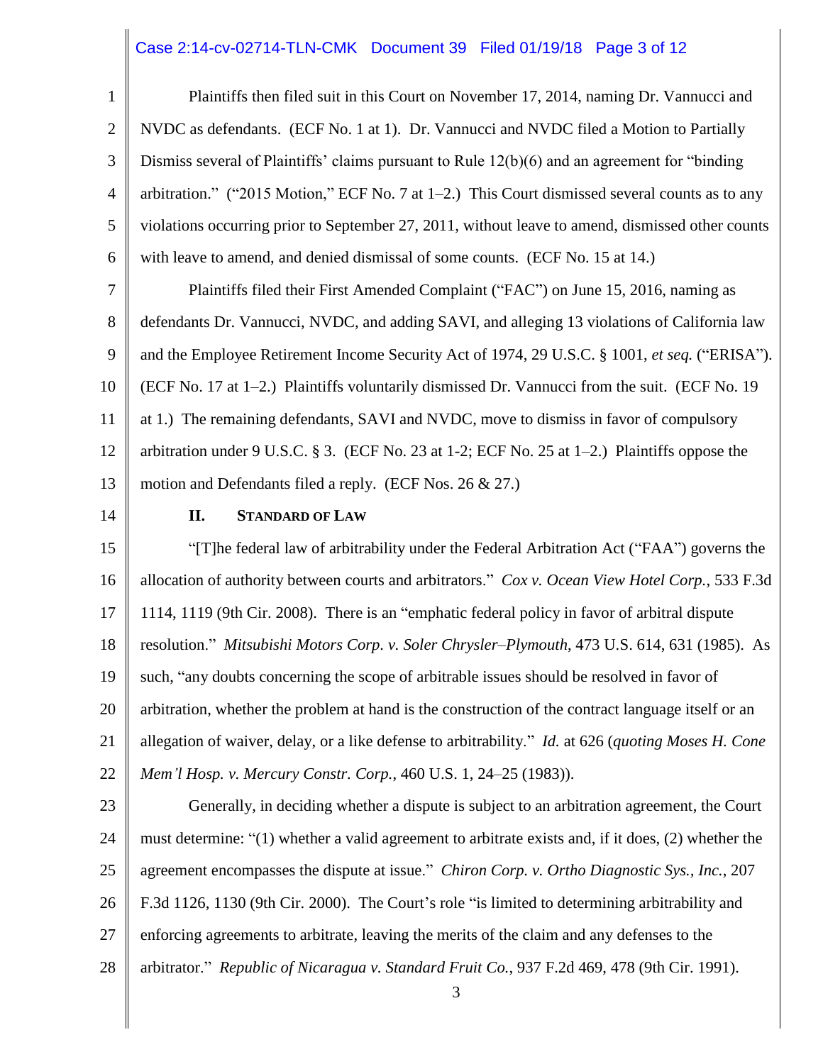Plaintiffs then filed suit in this Court on November 17, 2014, naming Dr. Vannucci and NVDC as defendants. (ECF No. 1 at 1). Dr. Vannucci and NVDC filed a Motion to Partially Dismiss several of Plaintiffs' claims pursuant to Rule 12(b)(6) and an agreement for "binding arbitration." ("2015 Motion," ECF No. 7 at 1–2.) This Court dismissed several counts as to any violations occurring prior to September 27, 2011, without leave to amend, dismissed other counts with leave to amend, and denied dismissal of some counts. (ECF No. 15 at 14.)

Plaintiffs filed their First Amended Complaint ("FAC") on June 15, 2016, naming as defendants Dr. Vannucci, NVDC, and adding SAVI, and alleging 13 violations of California law and the Employee Retirement Income Security Act of 1974, 29 U.S.C. § 1001, *et seq.* ("ERISA"). (ECF No. 17 at 1–2.) Plaintiffs voluntarily dismissed Dr. Vannucci from the suit. (ECF No. 19 at 1.) The remaining defendants, SAVI and NVDC, move to dismiss in favor of compulsory arbitration under 9 U.S.C. § 3. (ECF No. 23 at 1-2; ECF No. 25 at 1–2.) Plaintiffs oppose the motion and Defendants filed a reply. (ECF Nos. 26 & 27.)

## II. STANDARD OF LAW

"[T]he federal law of arbitrability under the Federal Arbitration Act ("FAA") governs the allocation of authority between courts and arbitrators." *Cox v. Ocean View Hotel Corp.*, 533 F.3d 1114, 1119 (9th Cir. 2008). There is an "emphatic federal policy in favor of arbitral dispute resolution." *Mitsubishi Motors Corp. v. Soler Chrysler–Plymouth*, 473 U.S. 614, 631 (1985). As such, "any doubts concerning the scope of arbitrable issues should be resolved in favor of arbitration, whether the problem at hand is the construction of the contract language itself or an allegation of waiver, delay, or a like defense to arbitrability." *Id.* at 626 (*quoting Moses H. Cone Mem'l Hosp. v. Mercury Constr. Corp.*, 460 U.S. 1, 24–25 (1983)).

Generally, in deciding whether a dispute is subject to an arbitration agreement, the Court must determine: "(1) whether a valid agreement to arbitrate exists and, if it does, (2) whether the agreement encompasses the dispute at issue." *Chiron Corp. v. Ortho Diagnostic Sys., Inc.*, 207 F.3d 1126, 1130 (9th Cir. 2000). The Court's role "is limited to determining arbitrability and enforcing agreements to arbitrate, leaving the merits of the claim and any defenses to the arbitrator." *Republic of Nicaragua v. Standard Fruit Co.*, 937 F.2d 469, 478 (9th Cir. 1991).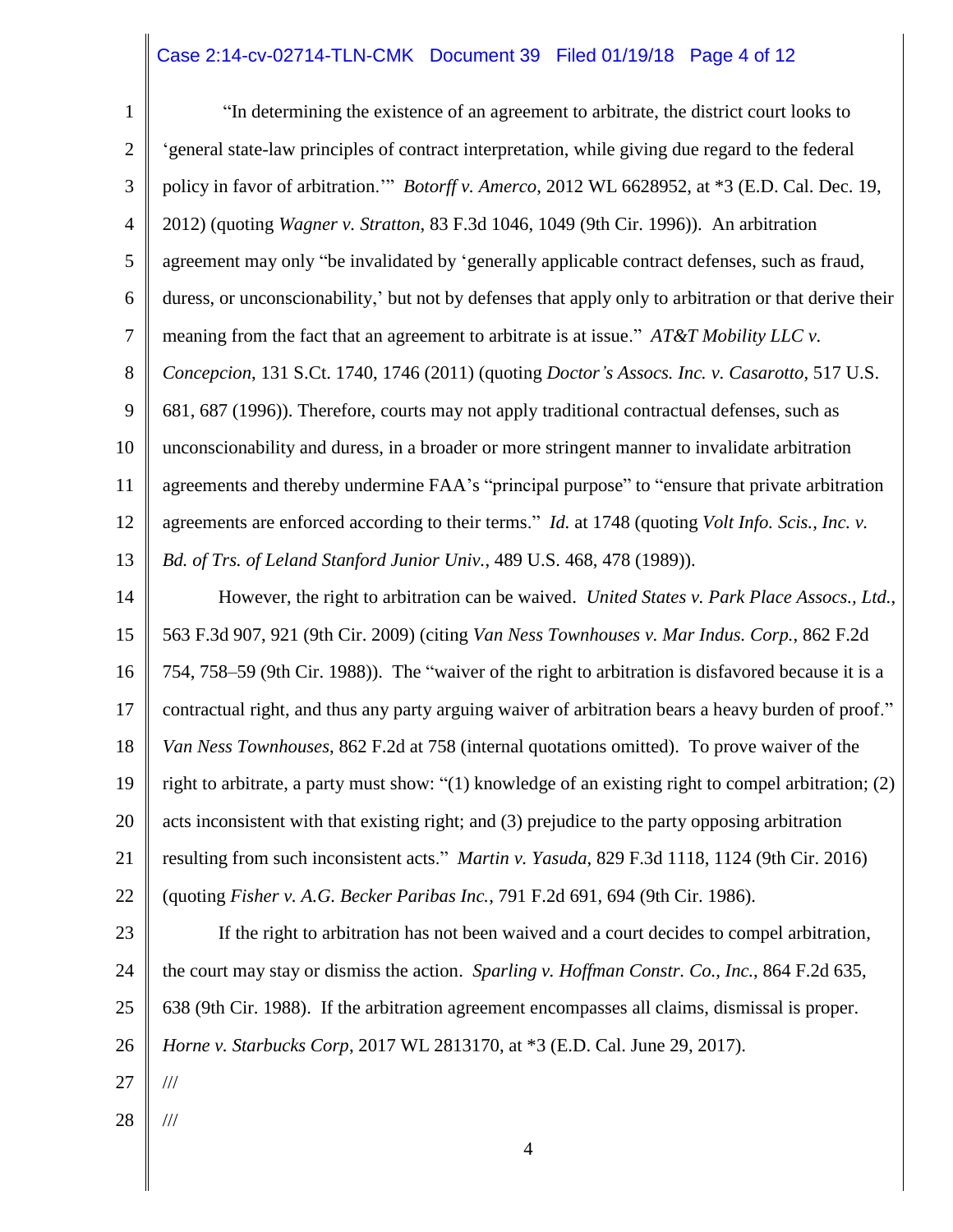"In determining the existence of an agreement to arbitrate, the district court looks to 'general state-law principles of contract interpretation, while giving due regard to the federal policy in favor of arbitration.'" *Botorff v. Amerco*, 2012 WL 6628952, at *3 (E.D. Cal. Dec. 19, 2012) (quoting *Wagner v. Stratton*, 83 F.3d 1046, 1049 (9th Cir. 1996)). An arbitration agreement may only "be invalidated by 'generally applicable contract defenses, such as fraud, duress, or unconscionability,' but not by defenses that apply only to arbitration or that derive their meaning from the fact that an agreement to arbitrate is at issue." *AT&T Mobility LLC v. Concepcion*, 131 S.Ct. 1740, 1746 (2011) (quoting *Doctor's Assocs. Inc. v. Casarotto*, 517 U.S. 681, 687 (1996)). Therefore, courts may not apply traditional contractual defenses, such as unconscionability and duress, in a broader or more stringent manner to invalidate arbitration agreements and thereby undermine FAA's "principal purpose" to "ensure that private arbitration agreements are enforced according to their terms." *Id.* at 1748 (quoting *Volt Info. Scis., Inc. v. Bd. of Trs. of Leland Stanford Junior Univ.*, 489 U.S. 468, 478 (1989)).

However, the right to arbitration can be waived. *United States v. Park Place Assocs., Ltd.*, 563 F.3d 907, 921 (9th Cir. 2009) (citing *Van Ness Townhouses v. Mar Indus. Corp.*, 862 F.2d 754, 758–59 (9th Cir. 1988)). The "waiver of the right to arbitration is disfavored because it is a contractual right, and thus any party arguing waiver of arbitration bears a heavy burden of proof." *Van Ness Townhouses*, 862 F.2d at 758 (internal quotations omitted). To prove waiver of the right to arbitrate, a party must show: "(1) knowledge of an existing right to compel arbitration; (2) acts inconsistent with that existing right; and (3) prejudice to the party opposing arbitration resulting from such inconsistent acts." *Martin v. Yasuda*, 829 F.3d 1118, 1124 (9th Cir. 2016) (quoting *Fisher v. A.G. Becker Paribas Inc.*, 791 F.2d 691, 694 (9th Cir. 1986).

If the right to arbitration has not been waived and a court decides to compel arbitration, the court may stay or dismiss the action. *Sparling v. Hoffman Constr. Co., Inc.*, 864 F.2d 635, 638 (9th Cir. 1988). If the arbitration agreement encompasses all claims, dismissal is proper. *Horne v. Starbucks Corp*, 2017 WL 2813170, at *3 (E.D. Cal. June 29, 2017).

///

///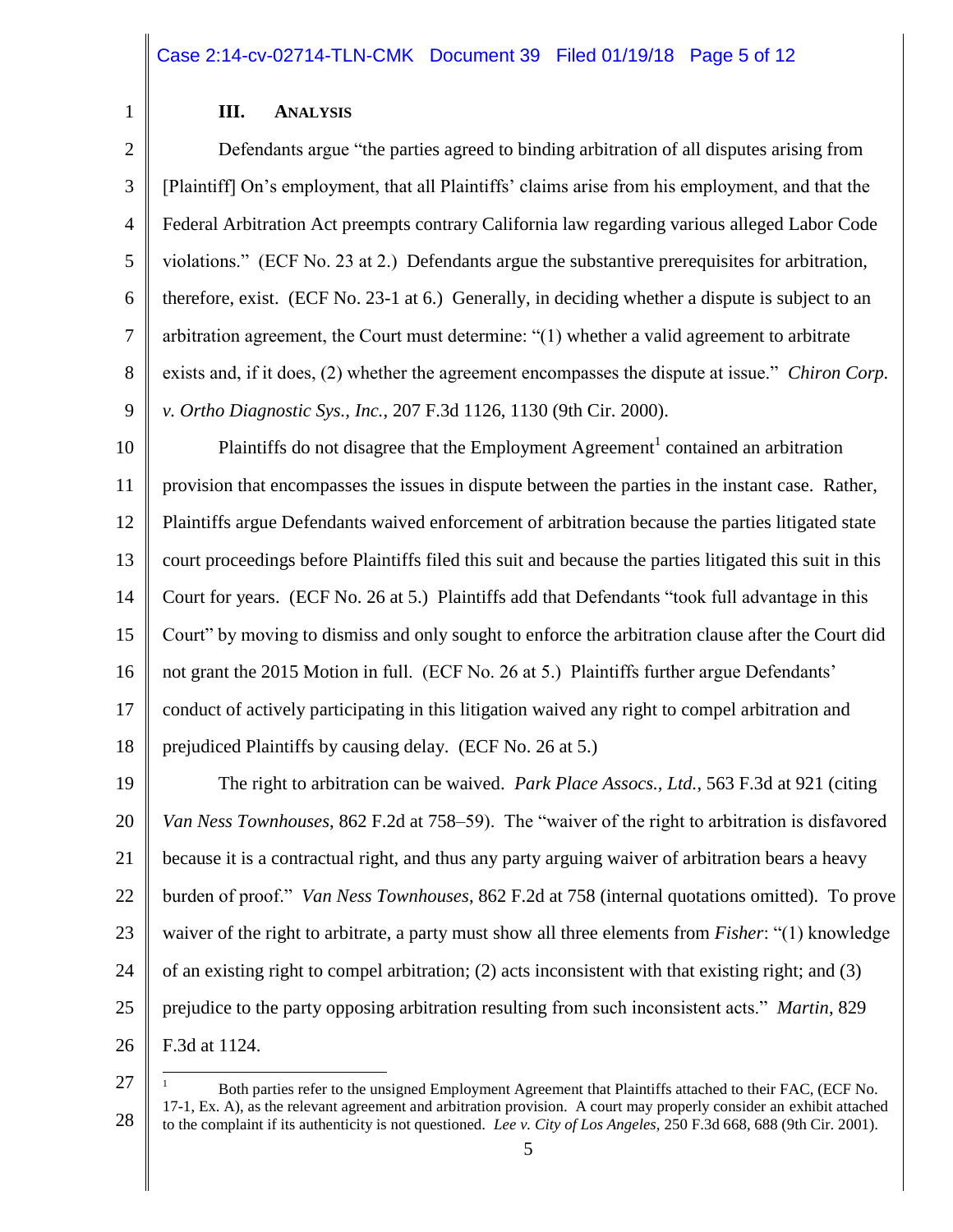### III. ANALYSIS

Defendants argue "the parties agreed to binding arbitration of all disputes arising from [Plaintiff] On's employment, that all Plaintiffs' claims arise from his employment, and that the Federal Arbitration Act preempts contrary California law regarding various alleged Labor Code violations." (ECF No. 23 at 2.) Defendants argue the substantive prerequisites for arbitration, therefore, exist. (ECF No. 23-1 at 6.) Generally, in deciding whether a dispute is subject to an arbitration agreement, the Court must determine: "(1) whether a valid agreement to arbitrate exists and, if it does, (2) whether the agreement encompasses the dispute at issue." *Chiron Corp. v. Ortho Diagnostic Sys., Inc.*, 207 F.3d 1126, 1130 (9th Cir. 2000).

Plaintiffs do not disagree that the Employment Agreement[1] contained an arbitration provision that encompasses the issues in dispute between the parties in the instant case. Rather, Plaintiffs argue Defendants waived enforcement of arbitration because the parties litigated state court proceedings before Plaintiffs filed this suit and because the parties litigated this suit in this Court for years. (ECF No. 26 at 5.) Plaintiffs add that Defendants "took full advantage in this Court" by moving to dismiss and only sought to enforce the arbitration clause after the Court did not grant the 2015 Motion in full. (ECF No. 26 at 5.) Plaintiffs further argue Defendants' conduct of actively participating in this litigation waived any right to compel arbitration and prejudiced Plaintiffs by causing delay. (ECF No. 26 at 5.)

The right to arbitration can be waived. *Park Place Assocs., Ltd.*, 563 F.3d at 921 (citing *Van Ness Townhouses*, 862 F.2d at 758–59). The "waiver of the right to arbitration is disfavored because it is a contractual right, and thus any party arguing waiver of arbitration bears a heavy burden of proof." *Van Ness Townhouses*, 862 F.2d at 758 (internal quotations omitted). To prove waiver of the right to arbitrate, a party must show all three elements from *Fisher*: "(1) knowledge of an existing right to compel arbitration; (2) acts inconsistent with that existing right; and (3) prejudice to the party opposing arbitration resulting from such inconsistent acts." *Martin*, 829 F.3d at 1124.

---

[1] Both parties refer to the unsigned Employment Agreement that Plaintiffs attached to their FAC, (ECF No. 17-1, Ex. A), as the relevant agreement and arbitration provision. A court may properly consider an exhibit attached to the complaint if its authenticity is not questioned. *Lee v. City of Los Angeles*, 250 F.3d 668, 688 (9th Cir. 2001).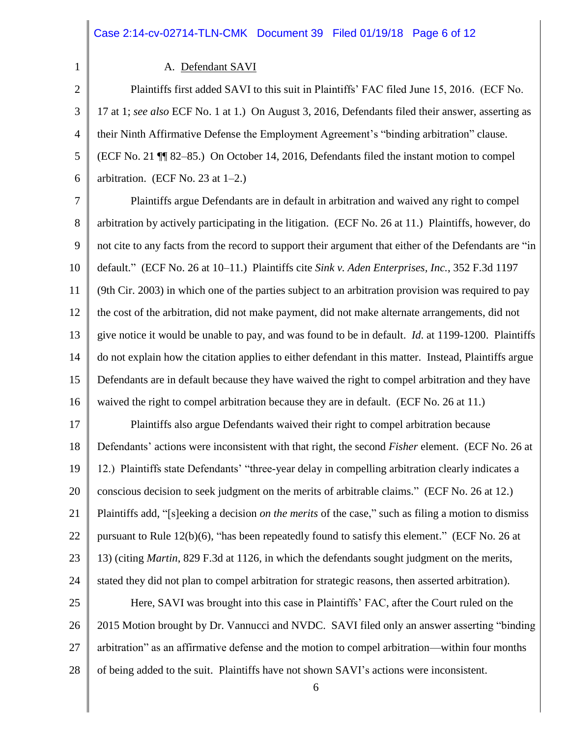### A. Defendant SAVI

Plaintiffs first added SAVI to this suit in Plaintiffs' FAC filed June 15, 2016. (ECF No. 17 at 1; *see also* ECF No. 1 at 1.) On August 3, 2016, Defendants filed their answer, asserting as their Ninth Affirmative Defense the Employment Agreement's "binding arbitration" clause. (ECF No. 21 ¶¶ 82–85.) On October 14, 2016, Defendants filed the instant motion to compel arbitration. (ECF No. 23 at 1–2.)

Plaintiffs argue Defendants are in default in arbitration and waived any right to compel arbitration by actively participating in the litigation. (ECF No. 26 at 11.) Plaintiffs, however, do not cite to any facts from the record to support their argument that either of the Defendants are "in default." (ECF No. 26 at 10–11.) Plaintiffs cite *Sink v. Aden Enterprises, Inc.*, 352 F.3d 1197 (9th Cir. 2003) in which one of the parties subject to an arbitration provision was required to pay the cost of the arbitration, did not make payment, did not make alternate arrangements, did not give notice it would be unable to pay, and was found to be in default. *Id.* at 1199-1200. Plaintiffs do not explain how the citation applies to either defendant in this matter. Instead, Plaintiffs argue Defendants are in default because they have waived the right to compel arbitration and they have waived the right to compel arbitration because they are in default. (ECF No. 26 at 11.)

Plaintiffs also argue Defendants waived their right to compel arbitration because Defendants' actions were inconsistent with that right, the second *Fisher* element. (ECF No. 26 at 12.) Plaintiffs state Defendants' "three-year delay in compelling arbitration clearly indicates a conscious decision to seek judgment on the merits of arbitrable claims." (ECF No. 26 at 12.) Plaintiffs add, "[s]eeking a decision *on the merits* of the case," such as filing a motion to dismiss pursuant to Rule 12(b)(6), "has been repeatedly found to satisfy this element." (ECF No. 26 at 13) (citing *Martin*, 829 F.3d at 1126, in which the defendants sought judgment on the merits, stated they did not plan to compel arbitration for strategic reasons, then asserted arbitration).

Here, SAVI was brought into this case in Plaintiffs' FAC, after the Court ruled on the 2015 Motion brought by Dr. Vannucci and NVDC. SAVI filed only an answer asserting "binding arbitration" as an affirmative defense and the motion to compel arbitration—within four months of being added to the suit. Plaintiffs have not shown SAVI's actions were inconsistent.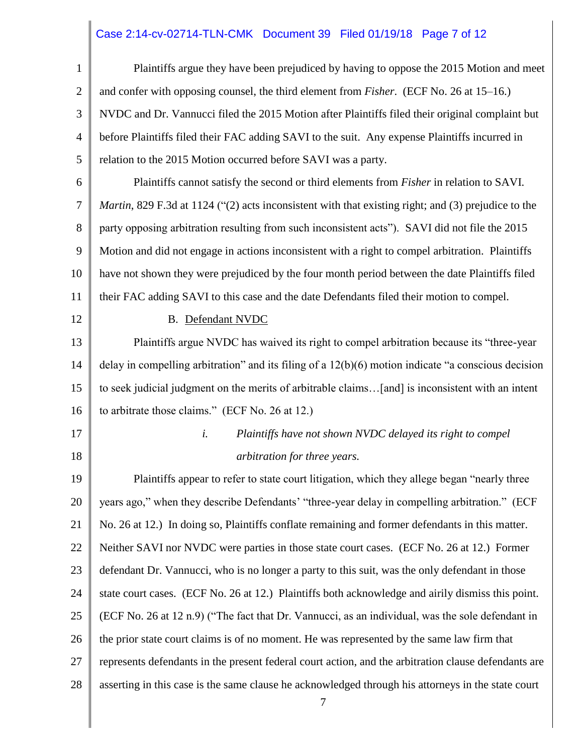Plaintiffs argue they have been prejudiced by having to oppose the 2015 Motion and meet and confer with opposing counsel, the third element from *Fisher*. (ECF No. 26 at 15–16.) NVDC and Dr. Vannucci filed the 2015 Motion after Plaintiffs filed their original complaint but before Plaintiffs filed their FAC adding SAVI to the suit. Any expense Plaintiffs incurred in relation to the 2015 Motion occurred before SAVI was a party.

Plaintiffs cannot satisfy the second or third elements from *Fisher* in relation to SAVI. *Martin*, 829 F.3d at 1124 ("(2) acts inconsistent with that existing right; and (3) prejudice to the party opposing arbitration resulting from such inconsistent acts"). SAVI did not file the 2015 Motion and did not engage in actions inconsistent with a right to compel arbitration. Plaintiffs have not shown they were prejudiced by the four month period between the date Plaintiffs filed their FAC adding SAVI to this case and the date Defendants filed their motion to compel.

B. Defendant NVDC

Plaintiffs argue NVDC has waived its right to compel arbitration because its "three-year delay in compelling arbitration" and its filing of a 12(b)(6) motion indicate "a conscious decision to seek judicial judgment on the merits of arbitrable claims…[and] is inconsistent with an intent to arbitrate those claims." (ECF No. 26 at 12.)

*i. Plaintiffs have not shown NVDC delayed its right to compel arbitration for three years.*

Plaintiffs appear to refer to state court litigation, which they allege began "nearly three years ago," when they describe Defendants' "three-year delay in compelling arbitration." (ECF No. 26 at 12.) In doing so, Plaintiffs conflate remaining and former defendants in this matter. Neither SAVI nor NVDC were parties in those state court cases. (ECF No. 26 at 12.) Former defendant Dr. Vannucci, who is no longer a party to this suit, was the only defendant in those state court cases. (ECF No. 26 at 12.) Plaintiffs both acknowledge and airily dismiss this point. (ECF No. 26 at 12 n.9) ("The fact that Dr. Vannucci, as an individual, was the sole defendant in the prior state court claims is of no moment. He was represented by the same law firm that represents defendants in the present federal court action, and the arbitration clause defendants are asserting in this case is the same clause he acknowledged through his attorneys in the state court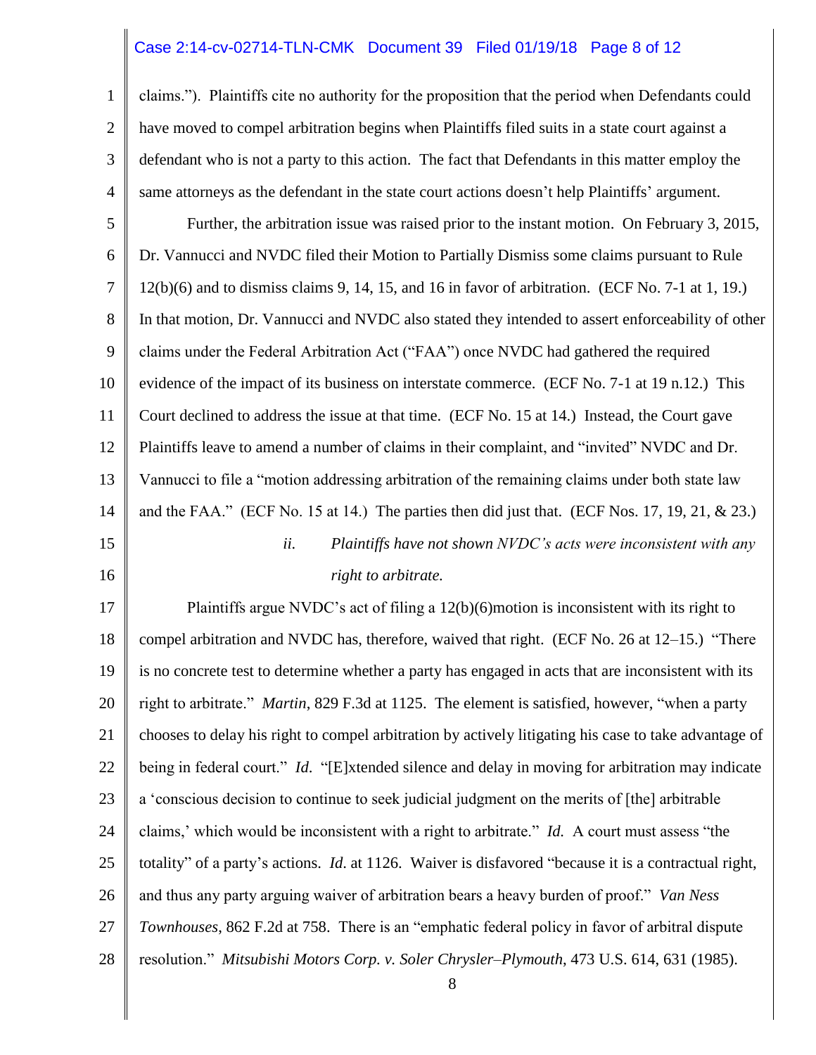claims."). Plaintiffs cite no authority for the proposition that the period when Defendants could have moved to compel arbitration begins when Plaintiffs filed suits in a state court against a defendant who is not a party to this action. The fact that Defendants in this matter employ the same attorneys as the defendant in the state court actions doesn't help Plaintiffs' argument.

Further, the arbitration issue was raised prior to the instant motion. On February 3, 2015, Dr. Vannucci and NVDC filed their Motion to Partially Dismiss some claims pursuant to Rule 12(b)(6) and to dismiss claims 9, 14, 15, and 16 in favor of arbitration. (ECF No. 7-1 at 1, 19.) In that motion, Dr. Vannucci and NVDC also stated they intended to assert enforceability of other claims under the Federal Arbitration Act ("FAA") once NVDC had gathered the required evidence of the impact of its business on interstate commerce. (ECF No. 7-1 at 19 n.12.) This Court declined to address the issue at that time. (ECF No. 15 at 14.) Instead, the Court gave Plaintiffs leave to amend a number of claims in their complaint, and "invited" NVDC and Dr. Vannucci to file a "motion addressing arbitration of the remaining claims under both state law and the FAA." (ECF No. 15 at 14.) The parties then did just that. (ECF Nos. 17, 19, 21, & 23.)

*ii. Plaintiffs have not shown NVDC's acts were inconsistent with any right to arbitrate.*

Plaintiffs argue NVDC's act of filing a 12(b)(6)motion is inconsistent with its right to compel arbitration and NVDC has, therefore, waived that right. (ECF No. 26 at 12–15.) "There is no concrete test to determine whether a party has engaged in acts that are inconsistent with its right to arbitrate." *Martin*, 829 F.3d at 1125. The element is satisfied, however, "when a party chooses to delay his right to compel arbitration by actively litigating his case to take advantage of being in federal court." *Id.* "[E]xtended silence and delay in moving for arbitration may indicate a 'conscious decision to continue to seek judicial judgment on the merits of [the] arbitrable claims,' which would be inconsistent with a right to arbitrate." *Id.* A court must assess "the totality" of a party's actions. *Id.* at 1126. Waiver is disfavored "because it is a contractual right, and thus any party arguing waiver of arbitration bears a heavy burden of proof." *Van Ness Townhouses*, 862 F.2d at 758. There is an "emphatic federal policy in favor of arbitral dispute resolution." *Mitsubishi Motors Corp. v. Soler Chrysler–Plymouth*, 473 U.S. 614, 631 (1985).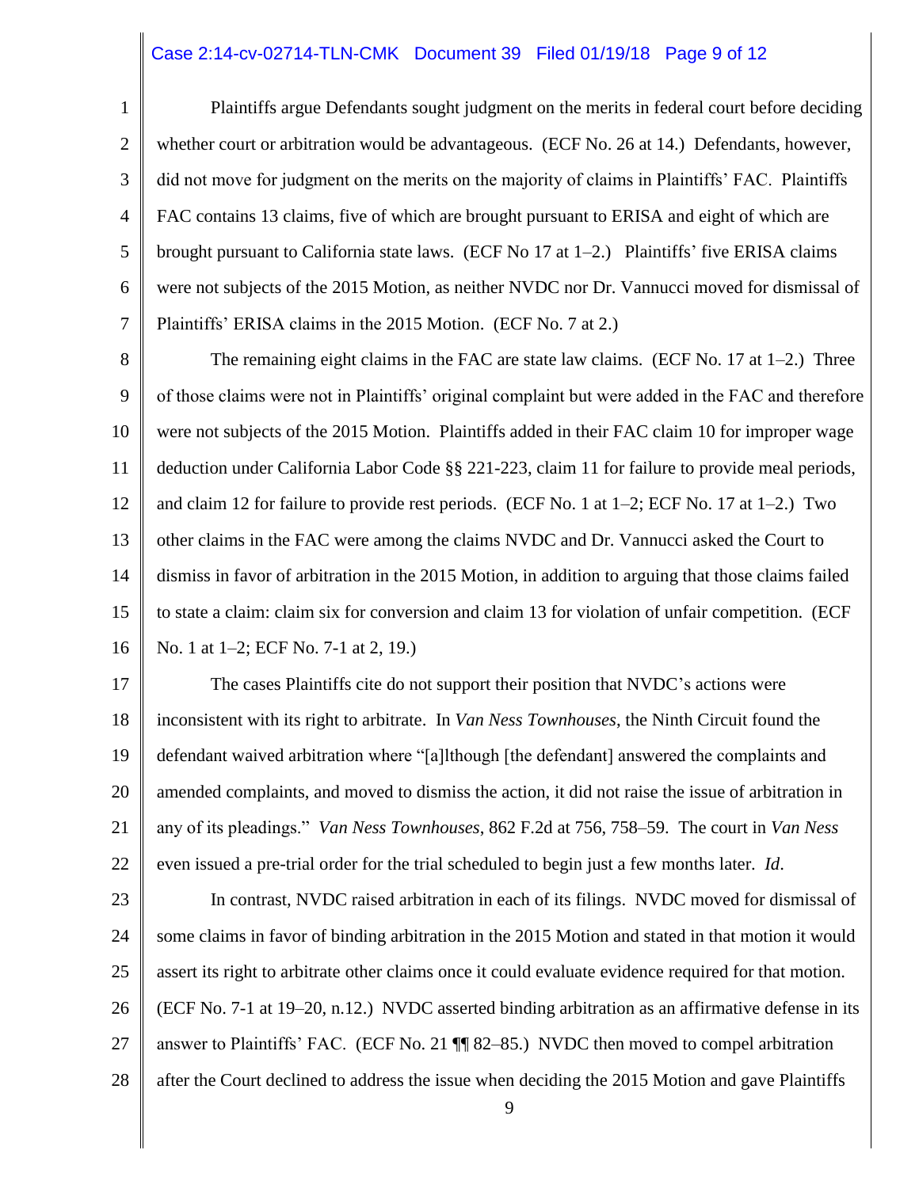Plaintiffs argue Defendants sought judgment on the merits in federal court before deciding whether court or arbitration would be advantageous. (ECF No. 26 at 14.) Defendants, however, did not move for judgment on the merits on the majority of claims in Plaintiffs' FAC. Plaintiffs FAC contains 13 claims, five of which are brought pursuant to ERISA and eight of which are brought pursuant to California state laws. (ECF No 17 at 1–2.) Plaintiffs' five ERISA claims were not subjects of the 2015 Motion, as neither NVDC nor Dr. Vannucci moved for dismissal of Plaintiffs' ERISA claims in the 2015 Motion. (ECF No. 7 at 2.)

The remaining eight claims in the FAC are state law claims. (ECF No. 17 at 1–2.) Three of those claims were not in Plaintiffs' original complaint but were added in the FAC and therefore were not subjects of the 2015 Motion. Plaintiffs added in their FAC claim 10 for improper wage deduction under California Labor Code §§ 221-223, claim 11 for failure to provide meal periods, and claim 12 for failure to provide rest periods. (ECF No. 1 at 1–2; ECF No. 17 at 1–2.) Two other claims in the FAC were among the claims NVDC and Dr. Vannucci asked the Court to dismiss in favor of arbitration in the 2015 Motion, in addition to arguing that those claims failed to state a claim: claim six for conversion and claim 13 for violation of unfair competition. (ECF No. 1 at 1–2; ECF No. 7-1 at 2, 19.)

The cases Plaintiffs cite do not support their position that NVDC's actions were inconsistent with its right to arbitrate. In *Van Ness Townhouses*, the Ninth Circuit found the defendant waived arbitration where "[a]lthough [the defendant] answered the complaints and amended complaints, and moved to dismiss the action, it did not raise the issue of arbitration in any of its pleadings." *Van Ness Townhouses*, 862 F.2d at 756, 758–59. The court in *Van Ness* even issued a pre-trial order for the trial scheduled to begin just a few months later. *Id*.

In contrast, NVDC raised arbitration in each of its filings. NVDC moved for dismissal of some claims in favor of binding arbitration in the 2015 Motion and stated in that motion it would assert its right to arbitrate other claims once it could evaluate evidence required for that motion. (ECF No. 7-1 at 19–20, n.12.) NVDC asserted binding arbitration as an affirmative defense in its answer to Plaintiffs' FAC. (ECF No. 21 ¶¶ 82–85.) NVDC then moved to compel arbitration after the Court declined to address the issue when deciding the 2015 Motion and gave Plaintiffs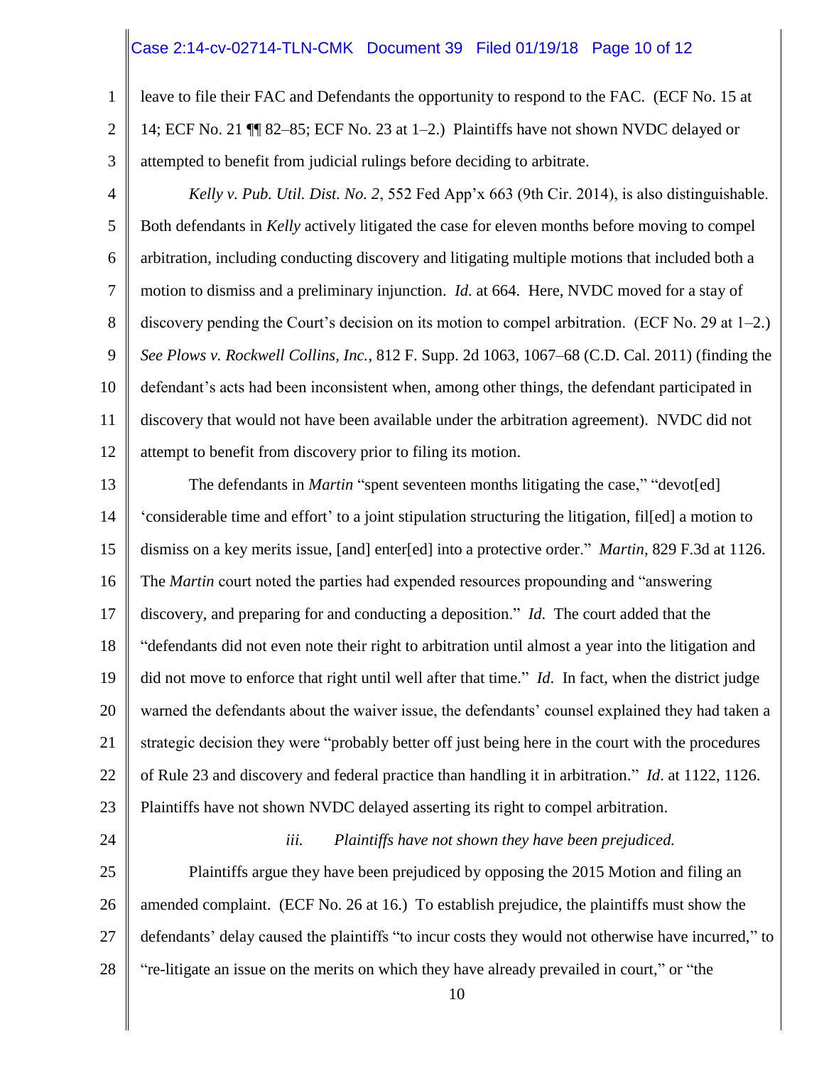leave to file their FAC and Defendants the opportunity to respond to the FAC. (ECF No. 15 at 14; ECF No. 21 ¶¶ 82–85; ECF No. 23 at 1–2.) Plaintiffs have not shown NVDC delayed or attempted to benefit from judicial rulings before deciding to arbitrate.

*Kelly v. Pub. Util. Dist. No. 2*, 552 Fed App'x 663 (9th Cir. 2014), is also distinguishable. Both defendants in *Kelly* actively litigated the case for eleven months before moving to compel arbitration, including conducting discovery and litigating multiple motions that included both a motion to dismiss and a preliminary injunction. *Id.* at 664. Here, NVDC moved for a stay of discovery pending the Court's decision on its motion to compel arbitration. (ECF No. 29 at 1–2.) *See Plows v. Rockwell Collins, Inc.*, 812 F. Supp. 2d 1063, 1067–68 (C.D. Cal. 2011) (finding the defendant's acts had been inconsistent when, among other things, the defendant participated in discovery that would not have been available under the arbitration agreement). NVDC did not attempt to benefit from discovery prior to filing its motion.

The defendants in *Martin* "spent seventeen months litigating the case," "devot[ed] 'considerable time and effort' to a joint stipulation structuring the litigation, fil[ed] a motion to dismiss on a key merits issue, [and] enter[ed] into a protective order." *Martin*, 829 F.3d at 1126. The *Martin* court noted the parties had expended resources propounding and "answering discovery, and preparing for and conducting a deposition." *Id*. The court added that the "defendants did not even note their right to arbitration until almost a year into the litigation and did not move to enforce that right until well after that time." *Id*. In fact, when the district judge warned the defendants about the waiver issue, the defendants' counsel explained they had taken a strategic decision they were "probably better off just being here in the court with the procedures of Rule 23 and discovery and federal practice than handling it in arbitration." *Id*. at 1122, 1126. Plaintiffs have not shown NVDC delayed asserting its right to compel arbitration.

*iii. Plaintiffs have not shown they have been prejudiced.*

Plaintiffs argue they have been prejudiced by opposing the 2015 Motion and filing an amended complaint. (ECF No. 26 at 16.) To establish prejudice, the plaintiffs must show the defendants' delay caused the plaintiffs "to incur costs they would not otherwise have incurred," to "re-litigate an issue on the merits on which they have already prevailed in court," or "the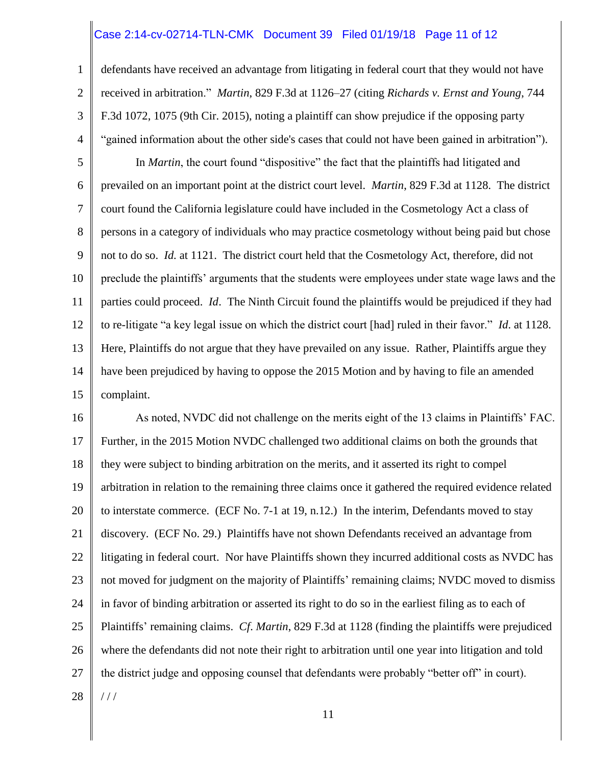defendants have received an advantage from litigating in federal court that they would not have received in arbitration." *Martin*, 829 F.3d at 1126–27 (citing *Richards v. Ernst and Young*, 744 F.3d 1072, 1075 (9th Cir. 2015), noting a plaintiff can show prejudice if the opposing party "gained information about the other side's cases that could not have been gained in arbitration").

In *Martin*, the court found "dispositive" the fact that the plaintiffs had litigated and prevailed on an important point at the district court level. *Martin*, 829 F.3d at 1128. The district court found the California legislature could have included in the Cosmetology Act a class of persons in a category of individuals who may practice cosmetology without being paid but chose not to do so. *Id.* at 1121. The district court held that the Cosmetology Act, therefore, did not preclude the plaintiffs' arguments that the students were employees under state wage laws and the parties could proceed. *Id*. The Ninth Circuit found the plaintiffs would be prejudiced if they had to re-litigate "a key legal issue on which the district court [had] ruled in their favor." *Id.* at 1128. Here, Plaintiffs do not argue that they have prevailed on any issue. Rather, Plaintiffs argue they have been prejudiced by having to oppose the 2015 Motion and by having to file an amended complaint.

As noted, NVDC did not challenge on the merits eight of the 13 claims in Plaintiffs' FAC. Further, in the 2015 Motion NVDC challenged two additional claims on both the grounds that they were subject to binding arbitration on the merits, and it asserted its right to compel arbitration in relation to the remaining three claims once it gathered the required evidence related to interstate commerce. (ECF No. 7-1 at 19, n.12.) In the interim, Defendants moved to stay discovery. (ECF No. 29.) Plaintiffs have not shown Defendants received an advantage from litigating in federal court. Nor have Plaintiffs shown they incurred additional costs as NVDC has not moved for judgment on the majority of Plaintiffs' remaining claims; NVDC moved to dismiss in favor of binding arbitration or asserted its right to do so in the earliest filing as to each of Plaintiffs' remaining claims. *Cf. Martin*, 829 F.3d at 1128 (finding the plaintiffs were prejudiced where the defendants did not note their right to arbitration until one year into litigation and told the district judge and opposing counsel that defendants were probably "better off" in court).

/ / /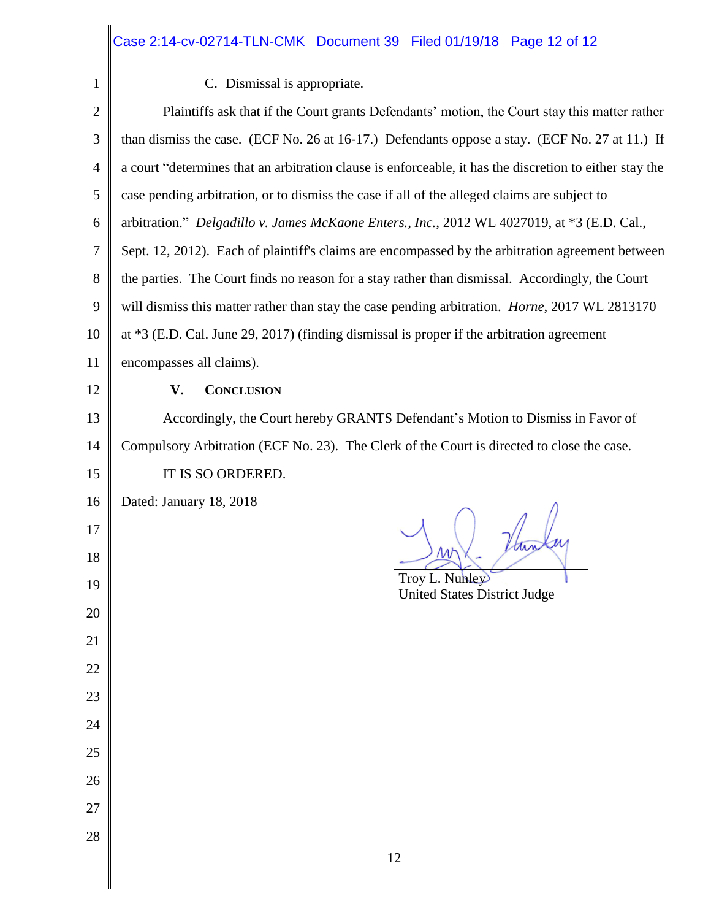C. Dismissal is appropriate.

Plaintiffs ask that if the Court grants Defendants' motion, the Court stay this matter rather than dismiss the case. (ECF No. 26 at 16-17.) Defendants oppose a stay. (ECF No. 27 at 11.) If a court "determines that an arbitration clause is enforceable, it has the discretion to either stay the case pending arbitration, or to dismiss the case if all of the alleged claims are subject to arbitration." *Delgadillo v. James McKaone Enters., Inc.*, 2012 WL 4027019, at *3 (E.D. Cal., Sept. 12, 2012). Each of plaintiff's claims are encompassed by the arbitration agreement between the parties. The Court finds no reason for a stay rather than dismissal. Accordingly, the Court will dismiss this matter rather than stay the case pending arbitration. *Horne*, 2017 WL 2813170 at *3 (E.D. Cal. June 29, 2017) (finding dismissal is proper if the arbitration agreement encompasses all claims).

## V. CONCLUSION

Accordingly, the Court hereby GRANTS Defendant's Motion to Dismiss in Favor of Compulsory Arbitration (ECF No. 23). The Clerk of the Court is directed to close the case.

IT IS SO ORDERED.

Dated: January 18, 2018

Troy L. Nunley
United States District Judge